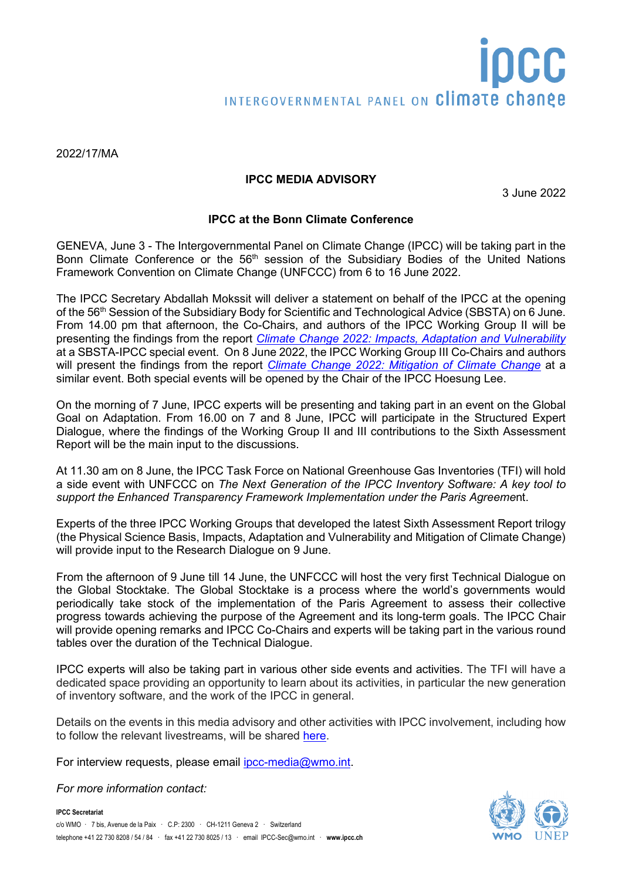2022/17/MA

**IPCC MEDIA ADVISORY**

3 June 2022

**IPCC at the Bonn Climate Conference**

GENEVA, June 3 - The Intergovernmental Panel on Climate Change (IPCC) will be taking part in the Bonn Climate Conference or the 56th session of the Subsidiary Bodies of the United Nations Framework Convention on Climate Change (UNFCCC) from 6 to 16 June 2022.

The IPCC Secretary Abdallah Mokssit will deliver a statement on behalf of the IPCC at the opening of the 56th Session of the Subsidiary Body for Scientific and Technological Advice (SBSTA) on 6 June. From 14.00 pm that afternoon, the Co-Chairs, and authors of the IPCC Working Group II will be presenting the findings from the report *Climate Change 2022: Impacts, Adaptation and Vulnerability* at a SBSTA-IPCC special event. On 8 June 2022, the IPCC Working Group III Co-Chairs and authors will present the findings from the report *Climate Change 2022: Mitigation of Climate Change* at a similar event. Both special events will be opened by the Chair of the IPCC Hoesung Lee.

On the morning of 7 June, IPCC experts will be presenting and taking part in an event on the Global Goal on Adaptation. From 16.00 on 7 and 8 June, IPCC will participate in the Structured Expert Dialogue, where the findings of the Working Group II and III contributions to the Sixth Assessment Report will be the main input to the discussions.

At 11.30 am on 8 June, the IPCC Task Force on National Greenhouse Gas Inventories (TFI) will hold a side event with UNFCCC on *The Next Generation of the IPCC Inventory Software: A key tool to support the Enhanced Transparency Framework Implementation under the Paris Agreement*.

Experts of the three IPCC Working Groups that developed the latest Sixth Assessment Report trilogy (the Physical Science Basis, Impacts, Adaptation and Vulnerability and Mitigation of Climate Change) will provide input to the Research Dialogue on 9 June.

From the afternoon of 9 June till 14 June, the UNFCCC will host the very first Technical Dialogue on the Global Stocktake. The Global Stocktake is a process where the world's governments would periodically take stock of the implementation of the Paris Agreement to assess their collective progress towards achieving the purpose of the Agreement and its long-term goals. The IPCC Chair will provide opening remarks and IPCC Co-Chairs and experts will be taking part in the various round tables over the duration of the Technical Dialogue.

IPCC experts will also be taking part in various other side events and activities. The TFI will have a dedicated space providing an opportunity to learn about its activities, in particular the new generation of inventory software, and the work of the IPCC in general.

Details on the events in this media advisory and other activities with IPCC involvement, including how to follow the relevant livestreams, will be shared here.

For interview requests, please email ipcc-media@wmo.int.

*For more information contact:*

**IPCC Secretariat**
c/o WMO · 7 bis, Avenue de la Paix · C.P: 2300 · CH-1211 Geneva 2 · Switzerland
telephone +41 22 730 8208 / 54 / 84 · fax +41 22 730 8025 / 13 · email IPCC-Sec@wmo.int · **www.ipcc.ch**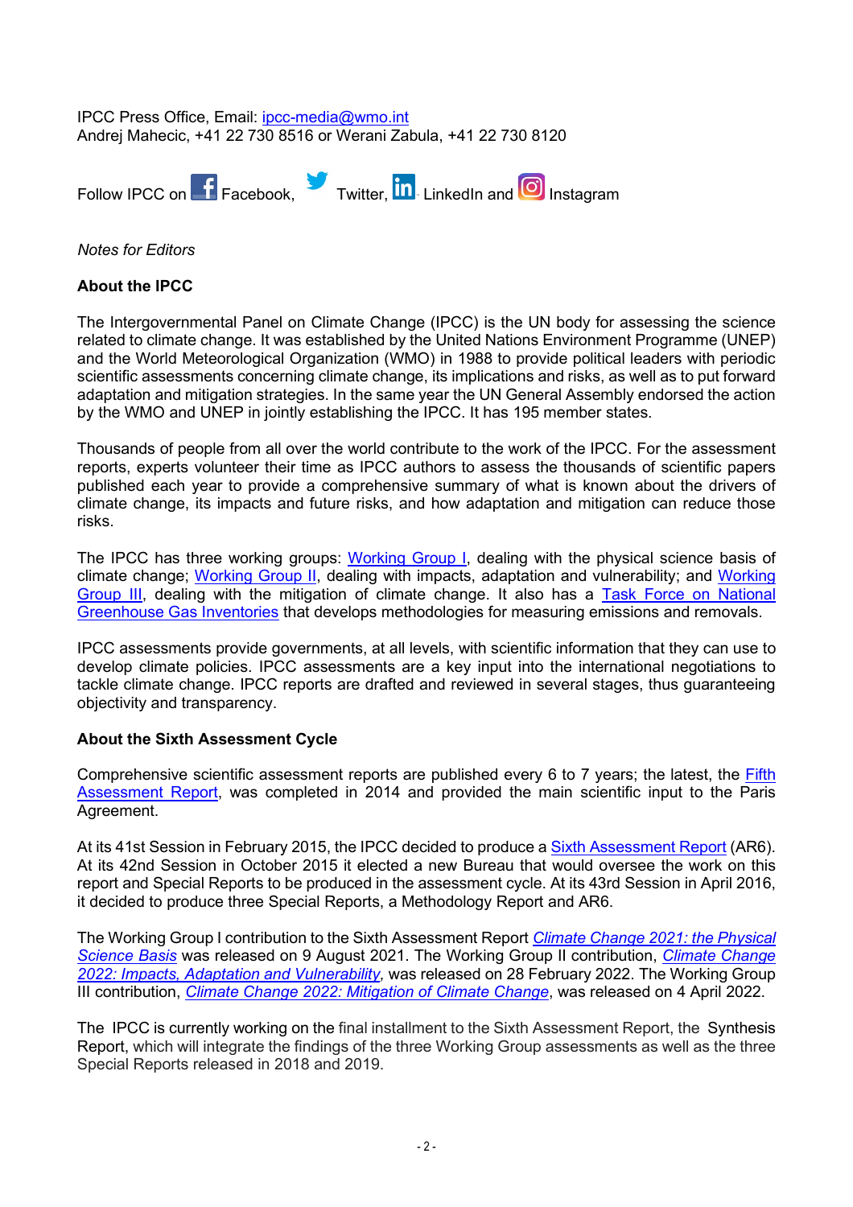IPCC Press Office, Email: ipcc-media@wmo.int
Andrej Mahecic, +41 22 730 8516 or Werani Zabula, +41 22 730 8120

Follow IPCC on Facebook, Twitter, LinkedIn and Instagram

*Notes for Editors*

**About the IPCC**

The Intergovernmental Panel on Climate Change (IPCC) is the UN body for assessing the science related to climate change. It was established by the United Nations Environment Programme (UNEP) and the World Meteorological Organization (WMO) in 1988 to provide political leaders with periodic scientific assessments concerning climate change, its implications and risks, as well as to put forward adaptation and mitigation strategies. In the same year the UN General Assembly endorsed the action by the WMO and UNEP in jointly establishing the IPCC. It has 195 member states.

Thousands of people from all over the world contribute to the work of the IPCC. For the assessment reports, experts volunteer their time as IPCC authors to assess the thousands of scientific papers published each year to provide a comprehensive summary of what is known about the drivers of climate change, its impacts and future risks, and how adaptation and mitigation can reduce those risks.

The IPCC has three working groups: Working Group I, dealing with the physical science basis of climate change; Working Group II, dealing with impacts, adaptation and vulnerability; and Working Group III, dealing with the mitigation of climate change. It also has a Task Force on National Greenhouse Gas Inventories that develops methodologies for measuring emissions and removals.

IPCC assessments provide governments, at all levels, with scientific information that they can use to develop climate policies. IPCC assessments are a key input into the international negotiations to tackle climate change. IPCC reports are drafted and reviewed in several stages, thus guaranteeing objectivity and transparency.

**About the Sixth Assessment Cycle**

Comprehensive scientific assessment reports are published every 6 to 7 years; the latest, the Fifth Assessment Report, was completed in 2014 and provided the main scientific input to the Paris Agreement.

At its 41st Session in February 2015, the IPCC decided to produce a Sixth Assessment Report (AR6). At its 42nd Session in October 2015 it elected a new Bureau that would oversee the work on this report and Special Reports to be produced in the assessment cycle. At its 43rd Session in April 2016, it decided to produce three Special Reports, a Methodology Report and AR6.

The Working Group I contribution to the Sixth Assessment Report *Climate Change 2021: the Physical Science Basis* was released on 9 August 2021. The Working Group II contribution, *Climate Change 2022: Impacts, Adaptation and Vulnerability*, was released on 28 February 2022. The Working Group III contribution, *Climate Change 2022: Mitigation of Climate Change*, was released on 4 April 2022.

The IPCC is currently working on the final installment to the Sixth Assessment Report, the Synthesis Report, which will integrate the findings of the three Working Group assessments as well as the three Special Reports released in 2018 and 2019.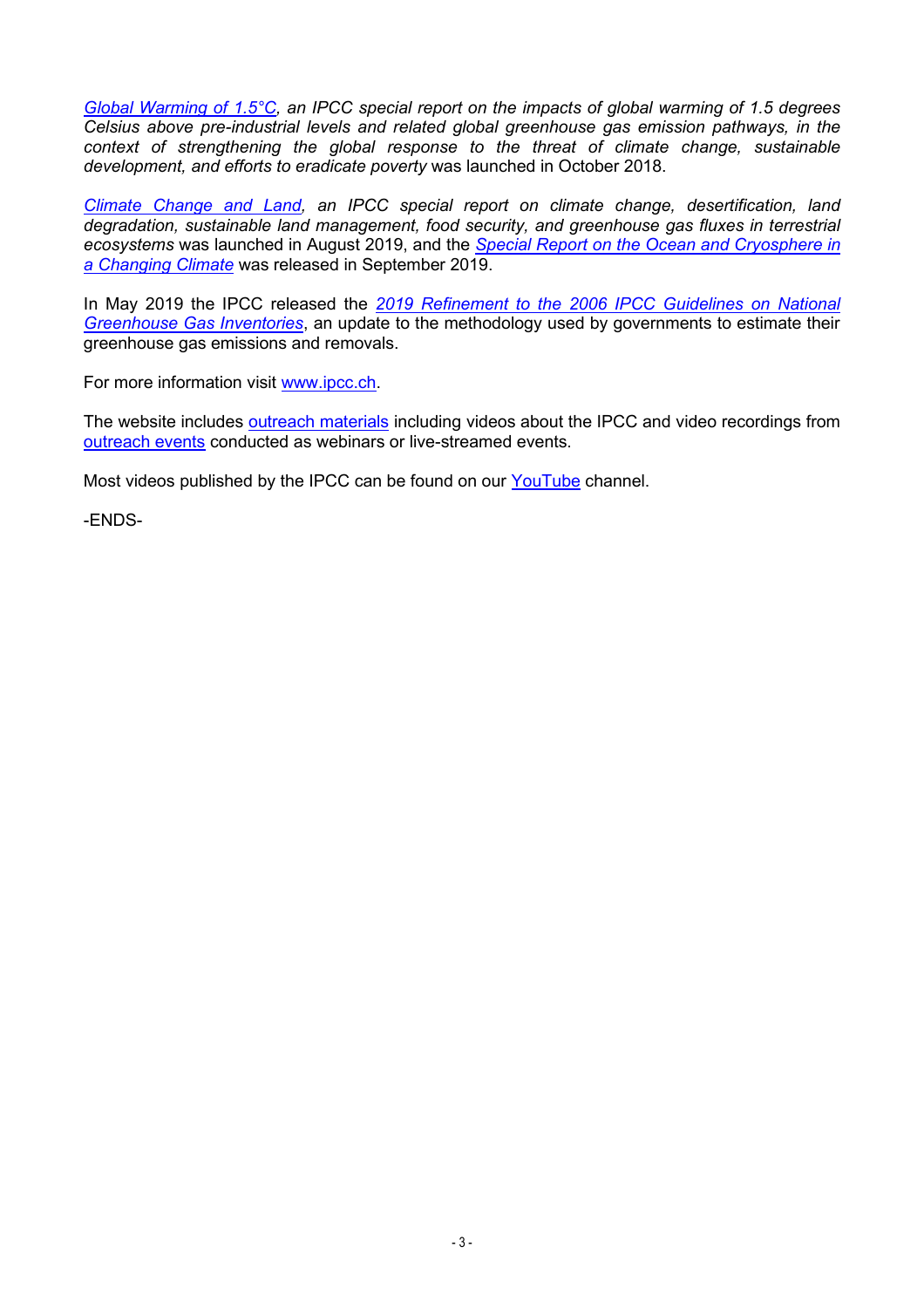[*Global Warming of 1.5°C*](https://www.ipcc.ch/sr15/), *an IPCC special report on the impacts of global warming of 1.5 degrees Celsius above pre-industrial levels and related global greenhouse gas emission pathways, in the context of strengthening the global response to the threat of climate change, sustainable development, and efforts to eradicate poverty* was launched in October 2018.

[*Climate Change and Land*](https://www.ipcc.ch/srccl/), *an IPCC special report on climate change, desertification, land degradation, sustainable land management, food security, and greenhouse gas fluxes in terrestrial ecosystems* was launched in August 2019, and the [*Special Report on the Ocean and Cryosphere in a Changing Climate*](https://www.ipcc.ch/srocc/) was released in September 2019.

In May 2019 the IPCC released the [*2019 Refinement to the 2006 IPCC Guidelines on National Greenhouse Gas Inventories*](https://www.ipcc.ch/report/2019-refinement-to-the-2006-ipcc-guidelines-for-national-greenhouse-gas-inventories/), an update to the methodology used by governments to estimate their greenhouse gas emissions and removals.

For more information visit [www.ipcc.ch](https://www.ipcc.ch).

The website includes [outreach materials](https://www.ipcc.ch/) including videos about the IPCC and video recordings from [outreach events](https://www.ipcc.ch/) conducted as webinars or live-streamed events.

Most videos published by the IPCC can be found on our [YouTube](https://www.youtube.com/) channel.

-ENDS-